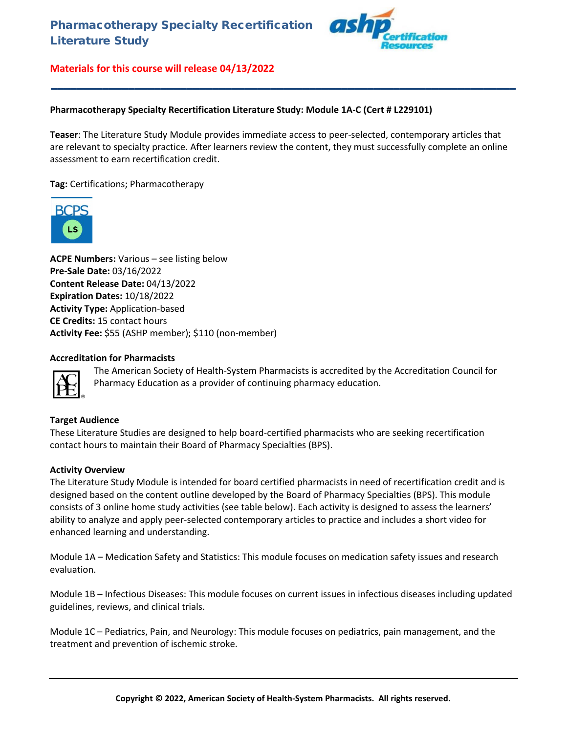# Pharmacotherapy Specialty Recertification Literature Study

**Materials for this course will release 04/13/2022**

---

**Pharmacotherapy Specialty Recertification Literature Study: Module 1A-C (Cert # L229101)**

**Teaser**: The Literature Study Module provides immediate access to peer-selected, contemporary articles that are relevant to specialty practice. After learners review the content, they must successfully complete an online assessment to earn recertification credit.

**Tag:** Certifications; Pharmacotherapy

**ACPE Numbers:** Various – see listing below
**Pre-Sale Date:** 03/16/2022
**Content Release Date:** 04/13/2022
**Expiration Dates:** 10/18/2022
**Activity Type:** Application-based
**CE Credits:** 15 contact hours
**Activity Fee:** $55 (ASHP member); $110 (non-member)

### Accreditation for Pharmacists

The American Society of Health-System Pharmacists is accredited by the Accreditation Council for Pharmacy Education as a provider of continuing pharmacy education.

### Target Audience

These Literature Studies are designed to help board-certified pharmacists who are seeking recertification contact hours to maintain their Board of Pharmacy Specialties (BPS).

### Activity Overview

The Literature Study Module is intended for board certified pharmacists in need of recertification credit and is designed based on the content outline developed by the Board of Pharmacy Specialties (BPS). This module consists of 3 online home study activities (see table below). Each activity is designed to assess the learners' ability to analyze and apply peer-selected contemporary articles to practice and includes a short video for enhanced learning and understanding.

Module 1A – Medication Safety and Statistics: This module focuses on medication safety issues and research evaluation.

Module 1B – Infectious Diseases: This module focuses on current issues in infectious diseases including updated guidelines, reviews, and clinical trials.

Module 1C – Pediatrics, Pain, and Neurology: This module focuses on pediatrics, pain management, and the treatment and prevention of ischemic stroke.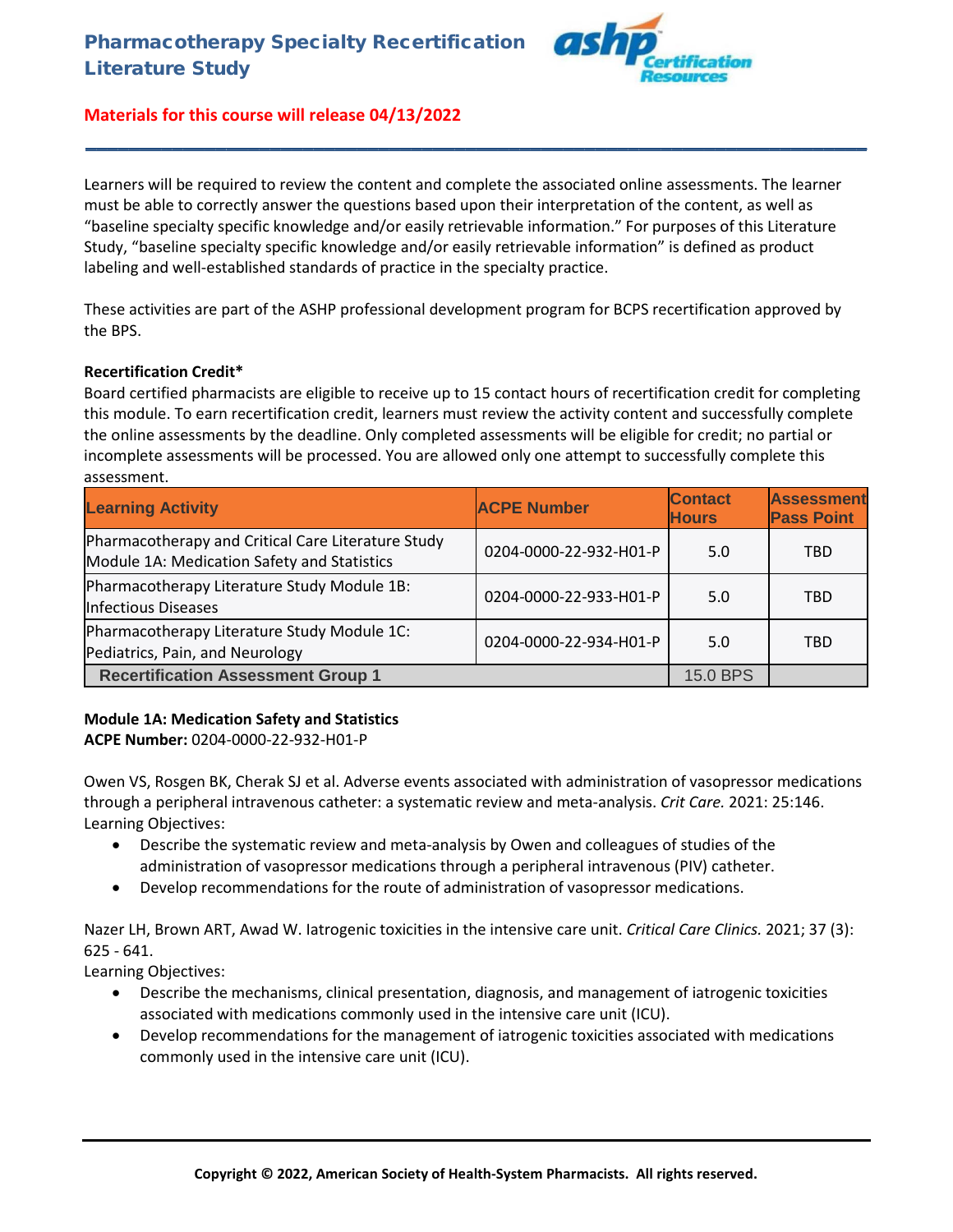# Pharmacotherapy Specialty Recertification Literature Study

**Materials for this course will release 04/13/2022**

---

Learners will be required to review the content and complete the associated online assessments. The learner must be able to correctly answer the questions based upon their interpretation of the content, as well as "baseline specialty specific knowledge and/or easily retrievable information." For purposes of this Literature Study, "baseline specialty specific knowledge and/or easily retrievable information" is defined as product labeling and well-established standards of practice in the specialty practice.

These activities are part of the ASHP professional development program for BCPS recertification approved by the BPS.

**Recertification Credit***

Board certified pharmacists are eligible to receive up to 15 contact hours of recertification credit for completing this module. To earn recertification credit, learners must review the activity content and successfully complete the online assessments by the deadline. Only completed assessments will be eligible for credit; no partial or incomplete assessments will be processed. You are allowed only one attempt to successfully complete this assessment.

| Learning Activity | ACPE Number | Contact Hours | Assessment Pass Point |
|---|---|---|---|
| Pharmacotherapy and Critical Care Literature Study Module 1A: Medication Safety and Statistics | 0204-0000-22-932-H01-P | 5.0 | TBD |
| Pharmacotherapy Literature Study Module 1B: Infectious Diseases | 0204-0000-22-933-H01-P | 5.0 | TBD |
| Pharmacotherapy Literature Study Module 1C: Pediatrics, Pain, and Neurology | 0204-0000-22-934-H01-P | 5.0 | TBD |
| **Recertification Assessment Group 1** | | 15.0 BPS | |

**Module 1A: Medication Safety and Statistics**
**ACPE Number:** 0204-0000-22-932-H01-P

Owen VS, Rosgen BK, Cherak SJ et al. Adverse events associated with administration of vasopressor medications through a peripheral intravenous catheter: a systematic review and meta-analysis. *Crit Care.* 2021: 25:146.
Learning Objectives:

- Describe the systematic review and meta-analysis by Owen and colleagues of studies of the administration of vasopressor medications through a peripheral intravenous (PIV) catheter.
- Develop recommendations for the route of administration of vasopressor medications.

Nazer LH, Brown ART, Awad W. Iatrogenic toxicities in the intensive care unit. *Critical Care Clinics.* 2021; 37 (3): 625 - 641.
Learning Objectives:

- Describe the mechanisms, clinical presentation, diagnosis, and management of iatrogenic toxicities associated with medications commonly used in the intensive care unit (ICU).
- Develop recommendations for the management of iatrogenic toxicities associated with medications commonly used in the intensive care unit (ICU).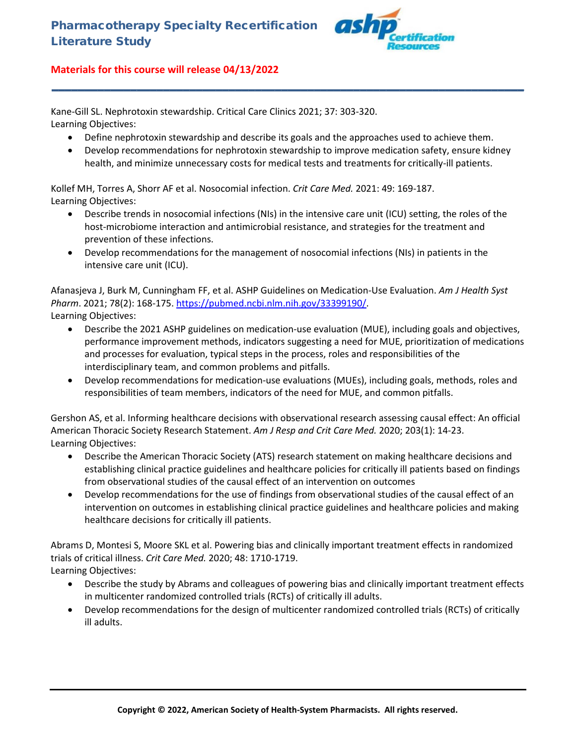# Pharmacotherapy Specialty Recertification Literature Study

**Materials for this course will release 04/13/2022**

---

Kane-Gill SL. Nephrotoxin stewardship. Critical Care Clinics 2021; 37: 303-320.
Learning Objectives:

- Define nephrotoxin stewardship and describe its goals and the approaches used to achieve them.
- Develop recommendations for nephrotoxin stewardship to improve medication safety, ensure kidney health, and minimize unnecessary costs for medical tests and treatments for critically-ill patients.

Kollef MH, Torres A, Shorr AF et al. Nosocomial infection. *Crit Care Med.* 2021: 49: 169-187.
Learning Objectives:

- Describe trends in nosocomial infections (NIs) in the intensive care unit (ICU) setting, the roles of the host-microbiome interaction and antimicrobial resistance, and strategies for the treatment and prevention of these infections.
- Develop recommendations for the management of nosocomial infections (NIs) in patients in the intensive care unit (ICU).

Afanasjeva J, Burk M, Cunningham FF, et al. ASHP Guidelines on Medication-Use Evaluation. *Am J Health Syst Pharm*. 2021; 78(2): 168-175. [https://pubmed.ncbi.nlm.nih.gov/33399190/](https://pubmed.ncbi.nlm.nih.gov/33399190/).
Learning Objectives:

- Describe the 2021 ASHP guidelines on medication-use evaluation (MUE), including goals and objectives, performance improvement methods, indicators suggesting a need for MUE, prioritization of medications and processes for evaluation, typical steps in the process, roles and responsibilities of the interdisciplinary team, and common problems and pitfalls.
- Develop recommendations for medication-use evaluations (MUEs), including goals, methods, roles and responsibilities of team members, indicators of the need for MUE, and common pitfalls.

Gershon AS, et al. Informing healthcare decisions with observational research assessing causal effect: An official American Thoracic Society Research Statement. *Am J Resp and Crit Care Med.* 2020; 203(1): 14-23.
Learning Objectives:

- Describe the American Thoracic Society (ATS) research statement on making healthcare decisions and establishing clinical practice guidelines and healthcare policies for critically ill patients based on findings from observational studies of the causal effect of an intervention on outcomes
- Develop recommendations for the use of findings from observational studies of the causal effect of an intervention on outcomes in establishing clinical practice guidelines and healthcare policies and making healthcare decisions for critically ill patients.

Abrams D, Montesi S, Moore SKL et al. Powering bias and clinically important treatment effects in randomized trials of critical illness. *Crit Care Med.* 2020; 48: 1710-1719.
Learning Objectives:

- Describe the study by Abrams and colleagues of powering bias and clinically important treatment effects in multicenter randomized controlled trials (RCTs) of critically ill adults.
- Develop recommendations for the design of multicenter randomized controlled trials (RCTs) of critically ill adults.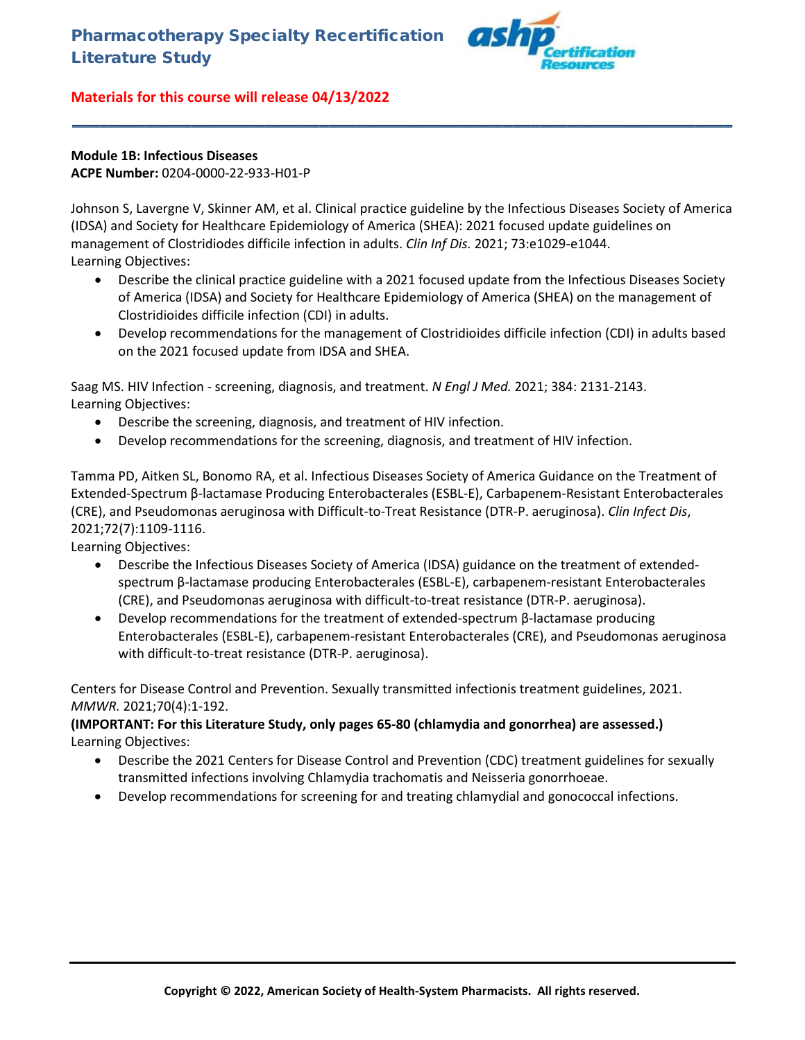# Pharmacotherapy Specialty Recertification Literature Study

**Materials for this course will release 04/13/2022**

---

**Module 1B: Infectious Diseases**
**ACPE Number:** 0204-0000-22-933-H01-P

Johnson S, Lavergne V, Skinner AM, et al. Clinical practice guideline by the Infectious Diseases Society of America (IDSA) and Society for Healthcare Epidemiology of America (SHEA): 2021 focused update guidelines on management of Clostridiodes difficile infection in adults. *Clin Inf Dis.* 2021; 73:e1029-e1044.
Learning Objectives:

- Describe the clinical practice guideline with a 2021 focused update from the Infectious Diseases Society of America (IDSA) and Society for Healthcare Epidemiology of America (SHEA) on the management of Clostridioides difficile infection (CDI) in adults.
- Develop recommendations for the management of Clostridioides difficile infection (CDI) in adults based on the 2021 focused update from IDSA and SHEA.

Saag MS. HIV Infection - screening, diagnosis, and treatment. *N Engl J Med.* 2021; 384: 2131-2143.
Learning Objectives:

- Describe the screening, diagnosis, and treatment of HIV infection.
- Develop recommendations for the screening, diagnosis, and treatment of HIV infection.

Tamma PD, Aitken SL, Bonomo RA, et al. Infectious Diseases Society of America Guidance on the Treatment of Extended-Spectrum β-lactamase Producing Enterobacterales (ESBL-E), Carbapenem-Resistant Enterobacterales (CRE), and Pseudomonas aeruginosa with Difficult-to-Treat Resistance (DTR-P. aeruginosa). *Clin Infect Dis*, 2021;72(7):1109-1116.
Learning Objectives:

- Describe the Infectious Diseases Society of America (IDSA) guidance on the treatment of extended-spectrum β-lactamase producing Enterobacterales (ESBL-E), carbapenem-resistant Enterobacterales (CRE), and Pseudomonas aeruginosa with difficult-to-treat resistance (DTR-P. aeruginosa).
- Develop recommendations for the treatment of extended-spectrum β-lactamase producing Enterobacterales (ESBL-E), carbapenem-resistant Enterobacterales (CRE), and Pseudomonas aeruginosa with difficult-to-treat resistance (DTR-P. aeruginosa).

Centers for Disease Control and Prevention. Sexually transmitted infectionis treatment guidelines, 2021. *MMWR.* 2021;70(4):1-192.
**(IMPORTANT: For this Literature Study, only pages 65-80 (chlamydia and gonorrhea) are assessed.)**
Learning Objectives:

- Describe the 2021 Centers for Disease Control and Prevention (CDC) treatment guidelines for sexually transmitted infections involving Chlamydia trachomatis and Neisseria gonorrhoeae.
- Develop recommendations for screening for and treating chlamydial and gonococcal infections.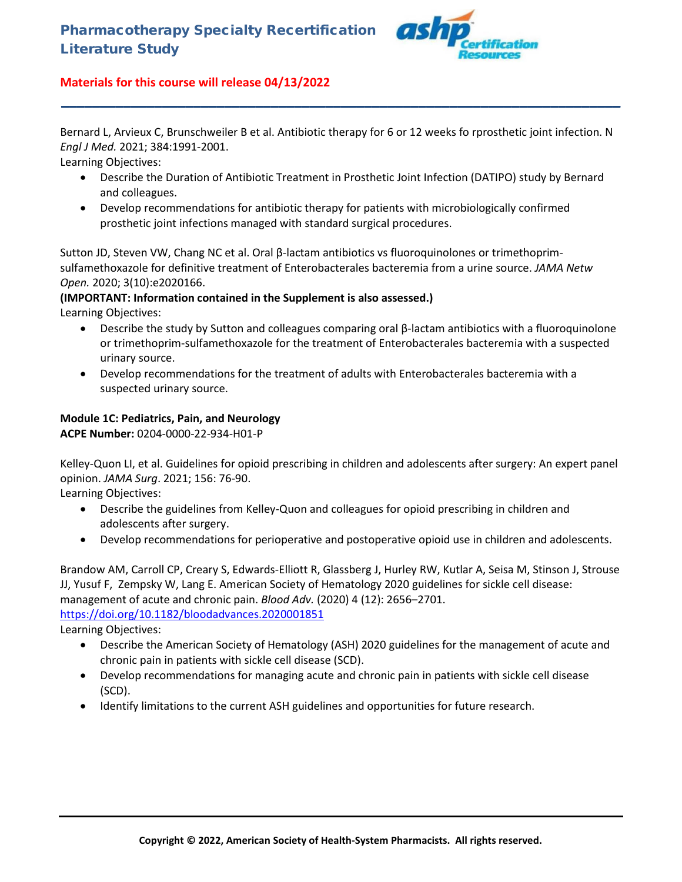**Materials for this course will release 04/13/2022**

Bernard L, Arvieux C, Brunschweiler B et al. Antibiotic therapy for 6 or 12 weeks fo rprosthetic joint infection. N *Engl J Med.* 2021; 384:1991-2001.
Learning Objectives:

- Describe the Duration of Antibiotic Treatment in Prosthetic Joint Infection (DATIPO) study by Bernard and colleagues.
- Develop recommendations for antibiotic therapy for patients with microbiologically confirmed prosthetic joint infections managed with standard surgical procedures.

Sutton JD, Steven VW, Chang NC et al. Oral β-lactam antibiotics vs fluoroquinolones or trimethoprim-sulfamethoxazole for definitive treatment of Enterobacterales bacteremia from a urine source. *JAMA Netw Open.* 2020; 3(10):e2020166.
**(IMPORTANT: Information contained in the Supplement is also assessed.)**
Learning Objectives:

- Describe the study by Sutton and colleagues comparing oral β-lactam antibiotics with a fluoroquinolone or trimethoprim-sulfamethoxazole for the treatment of Enterobacterales bacteremia with a suspected urinary source.
- Develop recommendations for the treatment of adults with Enterobacterales bacteremia with a suspected urinary source.

**Module 1C: Pediatrics, Pain, and Neurology**
**ACPE Number:** 0204-0000-22-934-H01-P

Kelley-Quon LI, et al. Guidelines for opioid prescribing in children and adolescents after surgery: An expert panel opinion. *JAMA Surg*. 2021; 156: 76-90.
Learning Objectives:

- Describe the guidelines from Kelley-Quon and colleagues for opioid prescribing in children and adolescents after surgery.
- Develop recommendations for perioperative and postoperative opioid use in children and adolescents.

Brandow AM, Carroll CP, Creary S, Edwards-Elliott R, Glassberg J, Hurley RW, Kutlar A, Seisa M, Stinson J, Strouse JJ, Yusuf F, Zempsky W, Lang E. American Society of Hematology 2020 guidelines for sickle cell disease: management of acute and chronic pain. *Blood Adv.* (2020) 4 (12): 2656–2701.
https://doi.org/10.1182/bloodadvances.2020001851
Learning Objectives:

- Describe the American Society of Hematology (ASH) 2020 guidelines for the management of acute and chronic pain in patients with sickle cell disease (SCD).
- Develop recommendations for managing acute and chronic pain in patients with sickle cell disease (SCD).
- Identify limitations to the current ASH guidelines and opportunities for future research.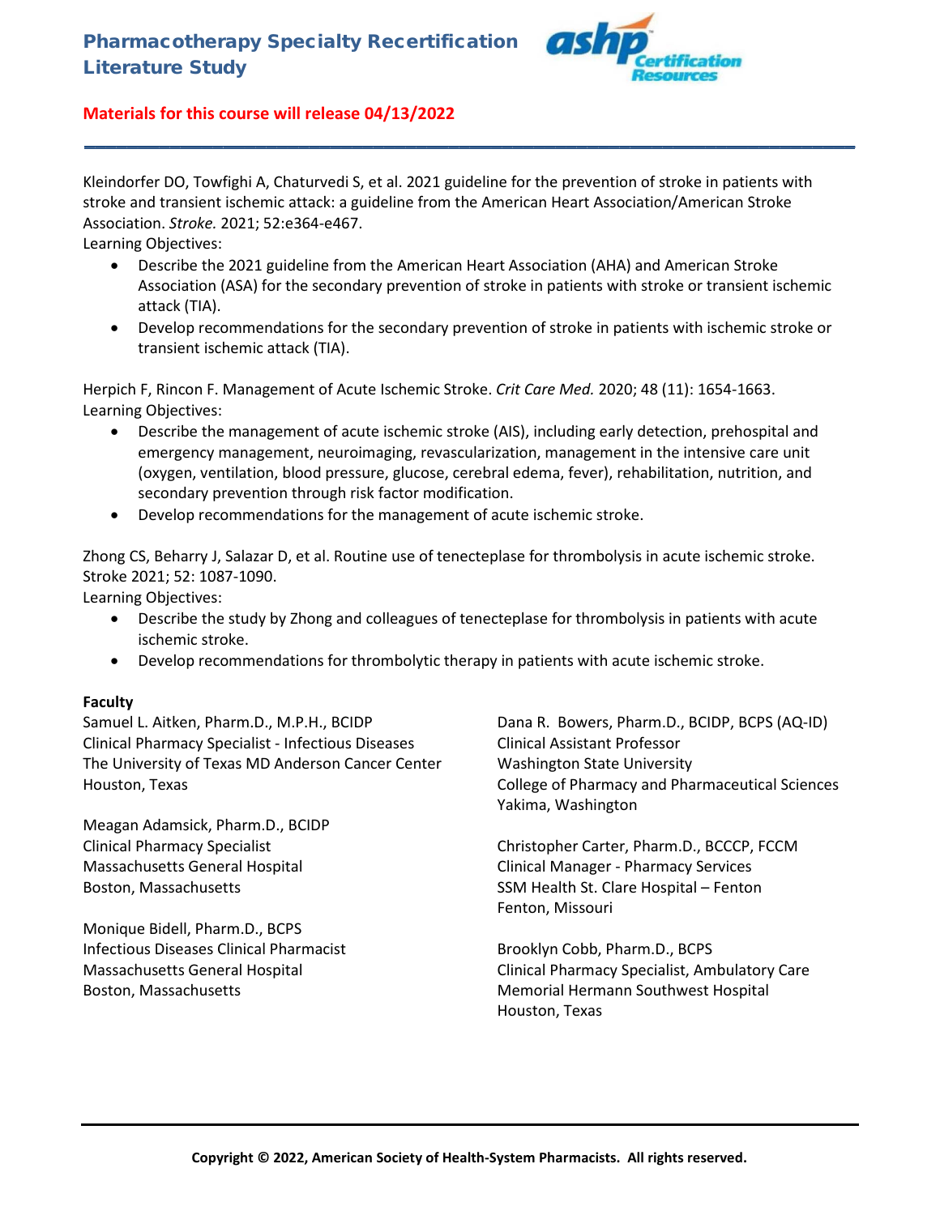# Pharmacotherapy Specialty Recertification Literature Study

**Materials for this course will release 04/13/2022**

---

Kleindorfer DO, Towfighi A, Chaturvedi S, et al. 2021 guideline for the prevention of stroke in patients with stroke and transient ischemic attack: a guideline from the American Heart Association/American Stroke Association. *Stroke.* 2021; 52:e364-e467.

Learning Objectives:

- Describe the 2021 guideline from the American Heart Association (AHA) and American Stroke Association (ASA) for the secondary prevention of stroke in patients with stroke or transient ischemic attack (TIA).
- Develop recommendations for the secondary prevention of stroke in patients with ischemic stroke or transient ischemic attack (TIA).

Herpich F, Rincon F. Management of Acute Ischemic Stroke. *Crit Care Med.* 2020; 48 (11): 1654-1663.

Learning Objectives:

- Describe the management of acute ischemic stroke (AIS), including early detection, prehospital and emergency management, neuroimaging, revascularization, management in the intensive care unit (oxygen, ventilation, blood pressure, glucose, cerebral edema, fever), rehabilitation, nutrition, and secondary prevention through risk factor modification.
- Develop recommendations for the management of acute ischemic stroke.

Zhong CS, Beharry J, Salazar D, et al. Routine use of tenecteplase for thrombolysis in acute ischemic stroke. Stroke 2021; 52: 1087-1090.

Learning Objectives:

- Describe the study by Zhong and colleagues of tenecteplase for thrombolysis in patients with acute ischemic stroke.
- Develop recommendations for thrombolytic therapy in patients with acute ischemic stroke.

**Faculty**

Samuel L. Aitken, Pharm.D., M.P.H., BCIDP
Clinical Pharmacy Specialist - Infectious Diseases
The University of Texas MD Anderson Cancer Center
Houston, Texas

Meagan Adamsick, Pharm.D., BCIDP
Clinical Pharmacy Specialist
Massachusetts General Hospital
Boston, Massachusetts

Monique Bidell, Pharm.D., BCPS
Infectious Diseases Clinical Pharmacist
Massachusetts General Hospital
Boston, Massachusetts

Dana R. Bowers, Pharm.D., BCIDP, BCPS (AQ-ID)
Clinical Assistant Professor
Washington State University
College of Pharmacy and Pharmaceutical Sciences
Yakima, Washington

Christopher Carter, Pharm.D., BCCCP, FCCM
Clinical Manager - Pharmacy Services
SSM Health St. Clare Hospital – Fenton
Fenton, Missouri

Brooklyn Cobb, Pharm.D., BCPS
Clinical Pharmacy Specialist, Ambulatory Care
Memorial Hermann Southwest Hospital
Houston, Texas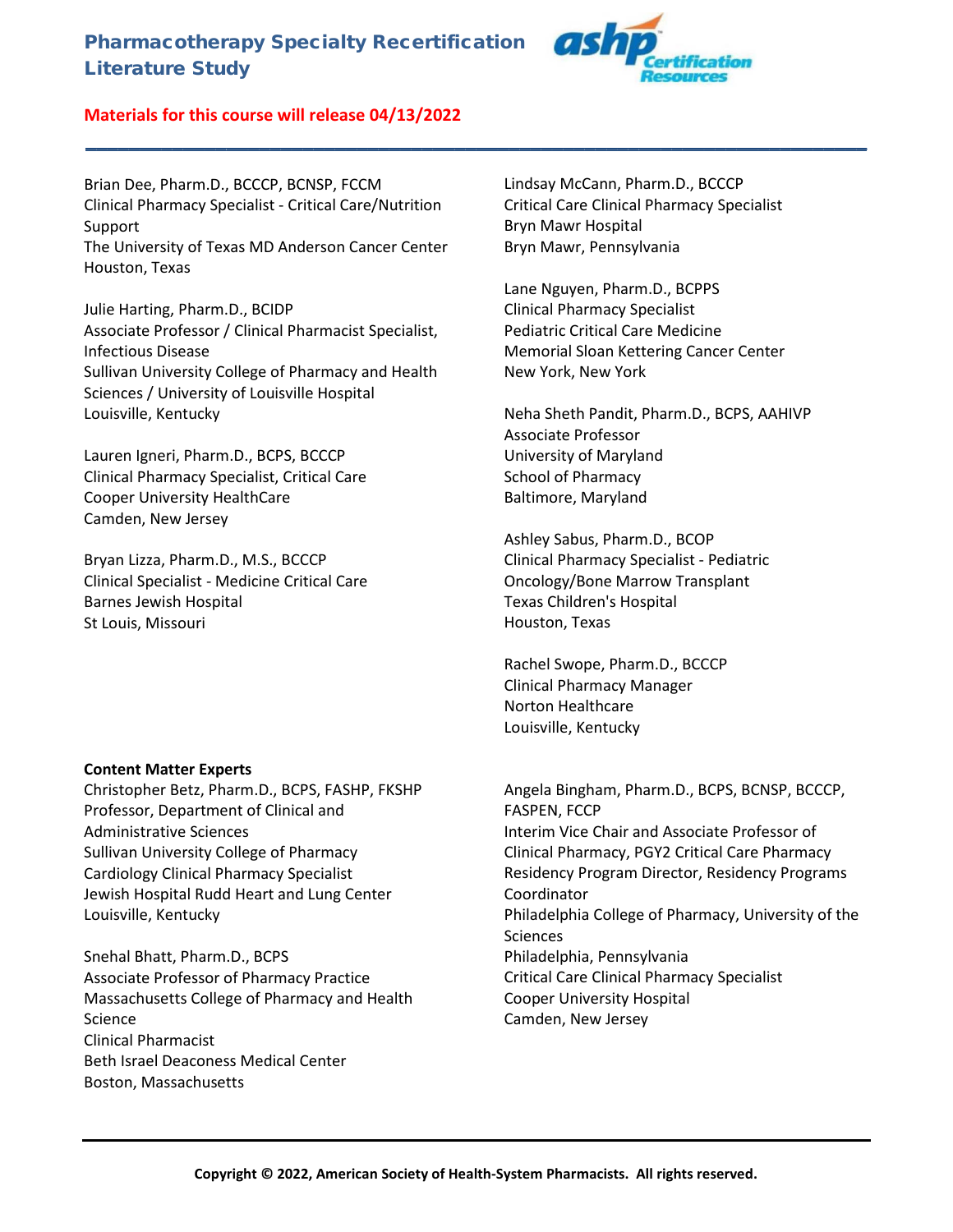# Pharmacotherapy Specialty Recertification Literature Study

**Materials for this course will release 04/13/2022**

Brian Dee, Pharm.D., BCCCP, BCNSP, FCCM
Clinical Pharmacy Specialist - Critical Care/Nutrition Support
The University of Texas MD Anderson Cancer Center
Houston, Texas

Julie Harting, Pharm.D., BCIDP
Associate Professor / Clinical Pharmacist Specialist, Infectious Disease
Sullivan University College of Pharmacy and Health Sciences / University of Louisville Hospital
Louisville, Kentucky

Lauren Igneri, Pharm.D., BCPS, BCCCP
Clinical Pharmacy Specialist, Critical Care
Cooper University HealthCare
Camden, New Jersey

Bryan Lizza, Pharm.D., M.S., BCCCP
Clinical Specialist - Medicine Critical Care
Barnes Jewish Hospital
St Louis, Missouri

Lindsay McCann, Pharm.D., BCCCP
Critical Care Clinical Pharmacy Specialist
Bryn Mawr Hospital
Bryn Mawr, Pennsylvania

Lane Nguyen, Pharm.D., BCPPS
Clinical Pharmacy Specialist
Pediatric Critical Care Medicine
Memorial Sloan Kettering Cancer Center
New York, New York

Neha Sheth Pandit, Pharm.D., BCPS, AAHIVP
Associate Professor
University of Maryland
School of Pharmacy
Baltimore, Maryland

Ashley Sabus, Pharm.D., BCOP
Clinical Pharmacy Specialist - Pediatric Oncology/Bone Marrow Transplant
Texas Children's Hospital
Houston, Texas

Rachel Swope, Pharm.D., BCCCP
Clinical Pharmacy Manager
Norton Healthcare
Louisville, Kentucky

**Content Matter Experts**

Christopher Betz, Pharm.D., BCPS, FASHP, FKSHP
Professor, Department of Clinical and Administrative Sciences
Sullivan University College of Pharmacy
Cardiology Clinical Pharmacy Specialist
Jewish Hospital Rudd Heart and Lung Center
Louisville, Kentucky

Snehal Bhatt, Pharm.D., BCPS
Associate Professor of Pharmacy Practice
Massachusetts College of Pharmacy and Health Science
Clinical Pharmacist
Beth Israel Deaconess Medical Center
Boston, Massachusetts

Angela Bingham, Pharm.D., BCPS, BCNSP, BCCCP, FASPEN, FCCP
Interim Vice Chair and Associate Professor of Clinical Pharmacy, PGY2 Critical Care Pharmacy Residency Program Director, Residency Programs Coordinator
Philadelphia College of Pharmacy, University of the Sciences
Philadelphia, Pennsylvania
Critical Care Clinical Pharmacy Specialist
Cooper University Hospital
Camden, New Jersey

**Copyright © 2022, American Society of Health-System Pharmacists. All rights reserved.**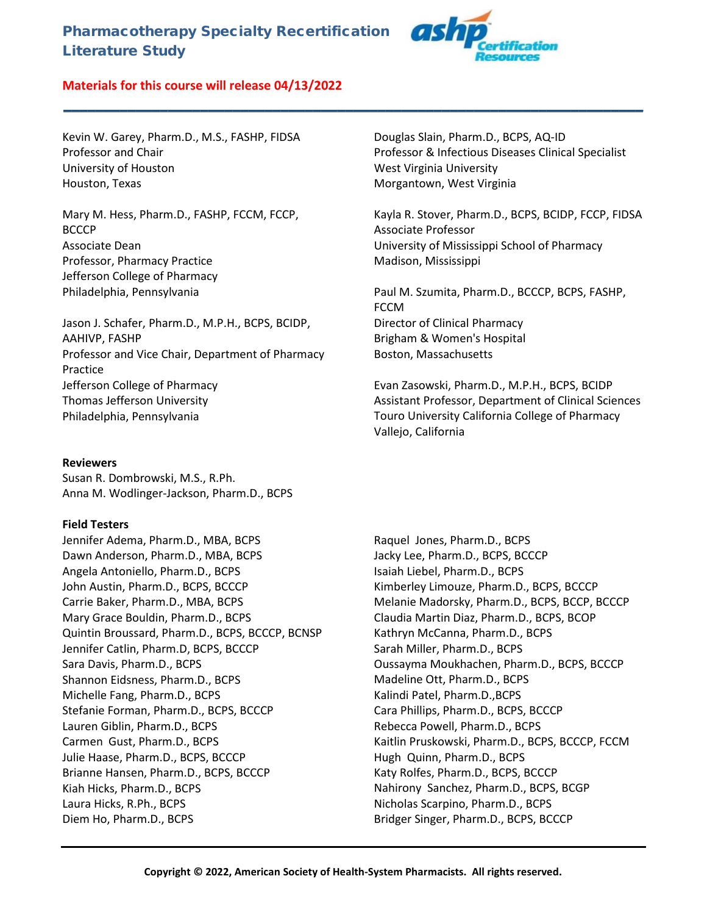# Pharmacotherapy Specialty Recertification Literature Study

**Materials for this course will release 04/13/2022**

Kevin W. Garey, Pharm.D., M.S., FASHP, FIDSA
Professor and Chair
University of Houston
Houston, Texas

Mary M. Hess, Pharm.D., FASHP, FCCM, FCCP, BCCCP
Associate Dean
Professor, Pharmacy Practice
Jefferson College of Pharmacy
Philadelphia, Pennsylvania

Jason J. Schafer, Pharm.D., M.P.H., BCPS, BCIDP, AAHIVP, FASHP
Professor and Vice Chair, Department of Pharmacy Practice
Jefferson College of Pharmacy
Thomas Jefferson University
Philadelphia, Pennsylvania

Douglas Slain, Pharm.D., BCPS, AQ-ID
Professor & Infectious Diseases Clinical Specialist
West Virginia University
Morgantown, West Virginia

Kayla R. Stover, Pharm.D., BCPS, BCIDP, FCCP, FIDSA
Associate Professor
University of Mississippi School of Pharmacy
Madison, Mississippi

Paul M. Szumita, Pharm.D., BCCCP, BCPS, FASHP, FCCM
Director of Clinical Pharmacy
Brigham & Women's Hospital
Boston, Massachusetts

Evan Zasowski, Pharm.D., M.P.H., BCPS, BCIDP
Assistant Professor, Department of Clinical Sciences
Touro University California College of Pharmacy
Vallejo, California

**Reviewers**

Susan R. Dombrowski, M.S., R.Ph.
Anna M. Wodlinger-Jackson, Pharm.D., BCPS

**Field Testers**

Jennifer Adema, Pharm.D., MBA, BCPS
Dawn Anderson, Pharm.D., MBA, BCPS
Angela Antoniello, Pharm.D., BCPS
John Austin, Pharm.D., BCPS, BCCCP
Carrie Baker, Pharm.D., MBA, BCPS
Mary Grace Bouldin, Pharm.D., BCPS
Quintin Broussard, Pharm.D., BCPS, BCCCP, BCNSP
Jennifer Catlin, Pharm.D, BCPS, BCCCP
Sara Davis, Pharm.D., BCPS
Shannon Eidsness, Pharm.D., BCPS
Michelle Fang, Pharm.D., BCPS
Stefanie Forman, Pharm.D., BCPS, BCCCP
Lauren Giblin, Pharm.D., BCPS
Carmen Gust, Pharm.D., BCPS
Julie Haase, Pharm.D., BCPS, BCCCP
Brianne Hansen, Pharm.D., BCPS, BCCCP
Kiah Hicks, Pharm.D., BCPS
Laura Hicks, R.Ph., BCPS
Diem Ho, Pharm.D., BCPS
Raquel Jones, Pharm.D., BCPS
Jacky Lee, Pharm.D., BCPS, BCCCP
Isaiah Liebel, Pharm.D., BCPS
Kimberley Limouze, Pharm.D., BCPS, BCCCP
Melanie Madorsky, Pharm.D., BCPS, BCCP, BCCCP
Claudia Martin Diaz, Pharm.D., BCPS, BCOP
Kathryn McCanna, Pharm.D., BCPS
Sarah Miller, Pharm.D., BCPS
Oussayma Moukhachen, Pharm.D., BCPS, BCCCP
Madeline Ott, Pharm.D., BCPS
Kalindi Patel, Pharm.D.,BCPS
Cara Phillips, Pharm.D., BCPS, BCCCP
Rebecca Powell, Pharm.D., BCPS
Kaitlin Pruskowski, Pharm.D., BCPS, BCCCP, FCCM
Hugh Quinn, Pharm.D., BCPS
Katy Rolfes, Pharm.D., BCPS, BCCCP
Nahirony Sanchez, Pharm.D., BCPS, BCGP
Nicholas Scarpino, Pharm.D., BCPS
Bridger Singer, Pharm.D., BCPS, BCCCP

**Copyright © 2022, American Society of Health-System Pharmacists. All rights reserved.**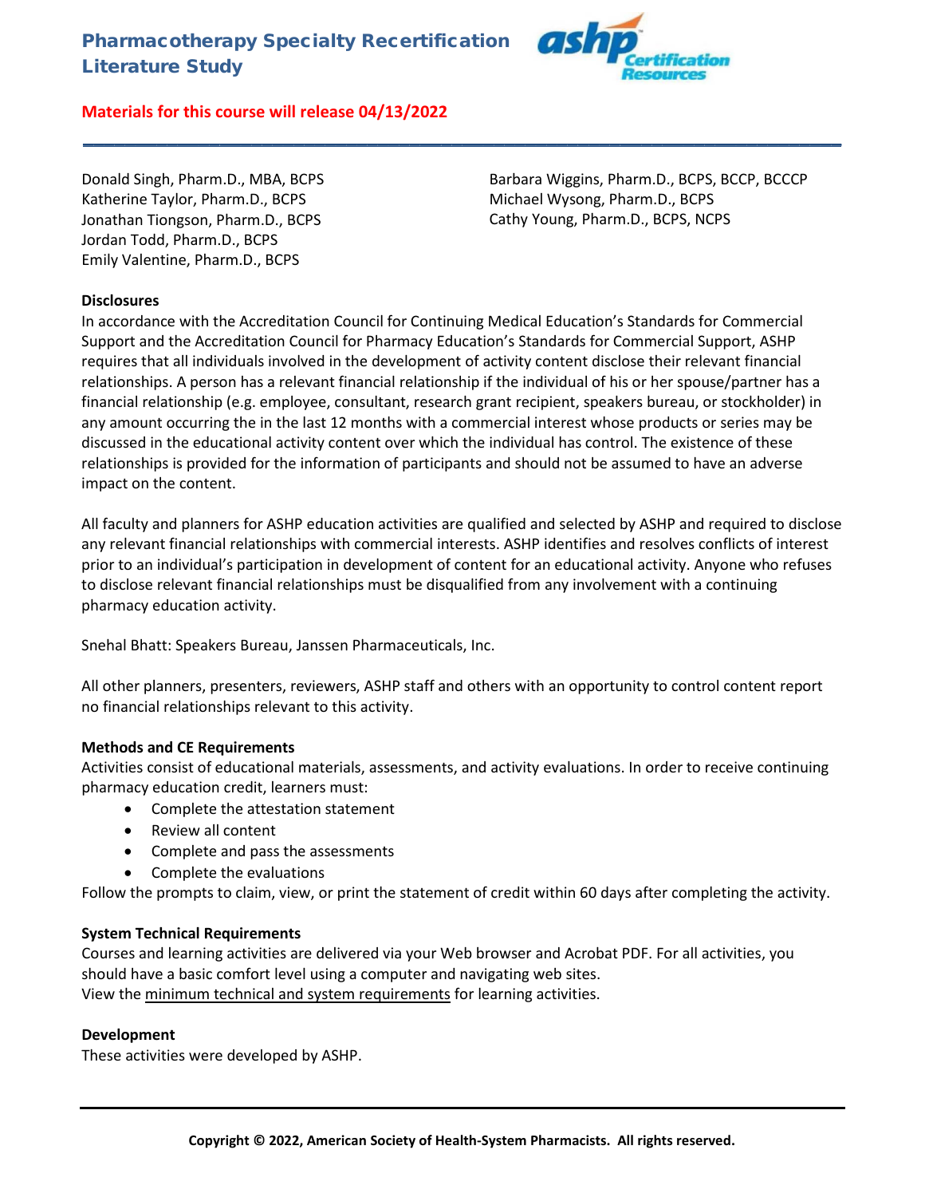# Pharmacotherapy Specialty Recertification Literature Study

**Materials for this course will release 04/13/2022**

---

Donald Singh, Pharm.D., MBA, BCPS
Katherine Taylor, Pharm.D., BCPS
Jonathan Tiongson, Pharm.D., BCPS
Jordan Todd, Pharm.D., BCPS
Emily Valentine, Pharm.D., BCPS
Barbara Wiggins, Pharm.D., BCPS, BCCP, BCCCP
Michael Wysong, Pharm.D., BCPS
Cathy Young, Pharm.D., BCPS, NCPS

**Disclosures**

In accordance with the Accreditation Council for Continuing Medical Education's Standards for Commercial Support and the Accreditation Council for Pharmacy Education's Standards for Commercial Support, ASHP requires that all individuals involved in the development of activity content disclose their relevant financial relationships. A person has a relevant financial relationship if the individual of his or her spouse/partner has a financial relationship (e.g. employee, consultant, research grant recipient, speakers bureau, or stockholder) in any amount occurring the in the last 12 months with a commercial interest whose products or series may be discussed in the educational activity content over which the individual has control. The existence of these relationships is provided for the information of participants and should not be assumed to have an adverse impact on the content.

All faculty and planners for ASHP education activities are qualified and selected by ASHP and required to disclose any relevant financial relationships with commercial interests. ASHP identifies and resolves conflicts of interest prior to an individual's participation in development of content for an educational activity. Anyone who refuses to disclose relevant financial relationships must be disqualified from any involvement with a continuing pharmacy education activity.

Snehal Bhatt: Speakers Bureau, Janssen Pharmaceuticals, Inc.

All other planners, presenters, reviewers, ASHP staff and others with an opportunity to control content report no financial relationships relevant to this activity.

**Methods and CE Requirements**

Activities consist of educational materials, assessments, and activity evaluations. In order to receive continuing pharmacy education credit, learners must:

- Complete the attestation statement
- Review all content
- Complete and pass the assessments
- Complete the evaluations

Follow the prompts to claim, view, or print the statement of credit within 60 days after completing the activity.

**System Technical Requirements**

Courses and learning activities are delivered via your Web browser and Acrobat PDF. For all activities, you should have a basic comfort level using a computer and navigating web sites.
View the minimum technical and system requirements for learning activities.

**Development**

These activities were developed by ASHP.

**Copyright © 2022, American Society of Health-System Pharmacists. All rights reserved.**